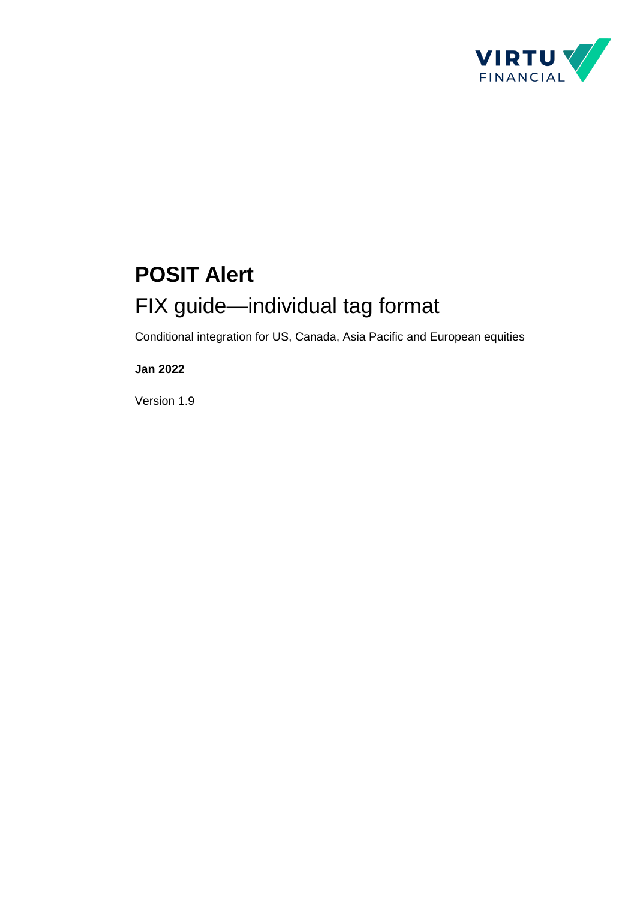# POSIT Alert

## FIX guide—individual tag format

Conditional integration for US, Canada, Asia Pacific and European equities

**Jan 2022**

Version 1.9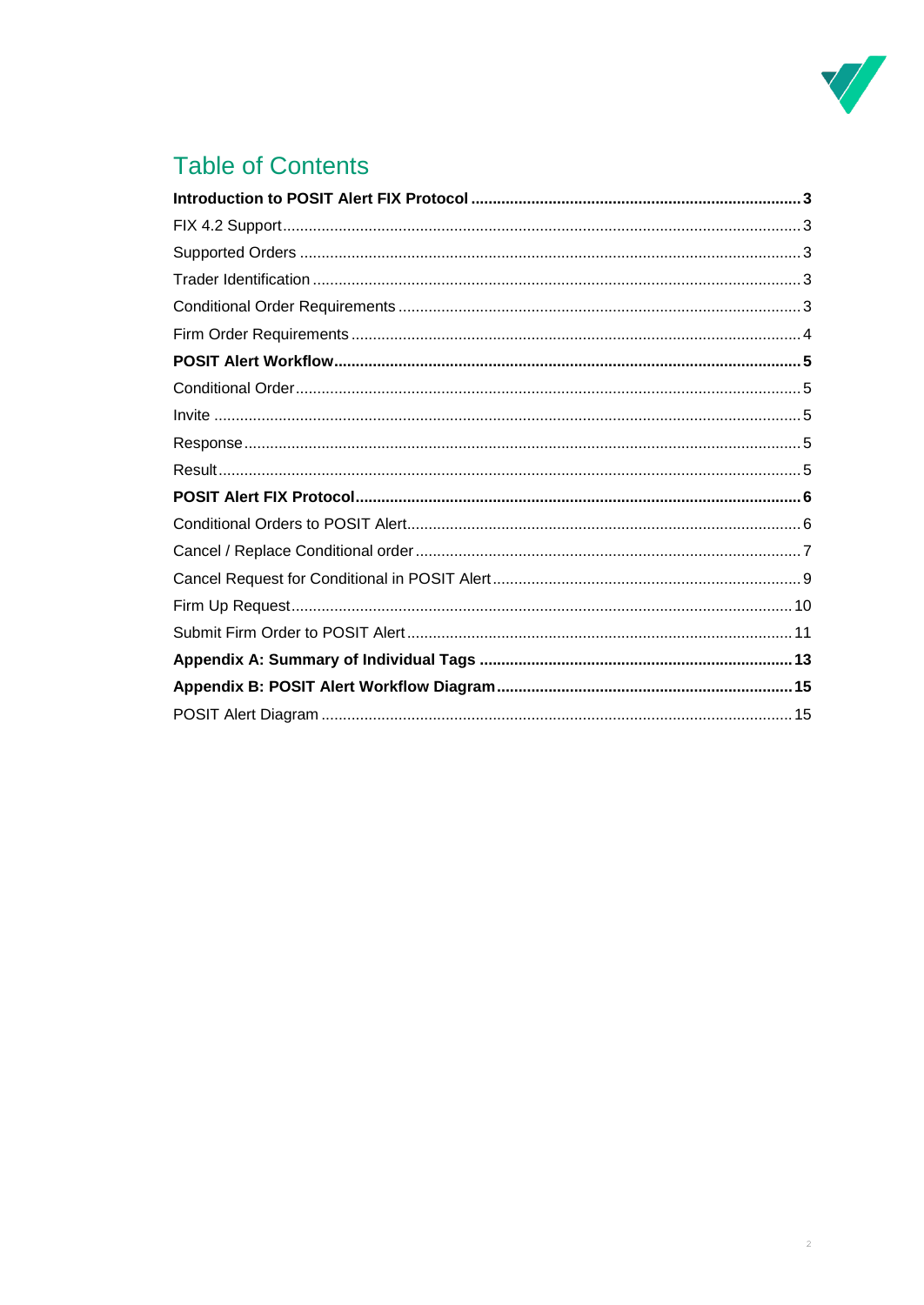# Table of Contents

**Introduction to POSIT Alert FIX Protocol** ..... **3**

FIX 4.2 Support ..... 3

Supported Orders ..... 3

Trader Identification ..... 3

Conditional Order Requirements ..... 3

Firm Order Requirements ..... 4

**POSIT Alert Workflow** ..... **5**

Conditional Order ..... 5

Invite ..... 5

Response ..... 5

Result ..... 5

**POSIT Alert FIX Protocol** ..... **6**

Conditional Orders to POSIT Alert ..... 6

Cancel / Replace Conditional order ..... 7

Cancel Request for Conditional in POSIT Alert ..... 9

Firm Up Request ..... 10

Submit Firm Order to POSIT Alert ..... 11

**Appendix A: Summary of Individual Tags** ..... **13**

**Appendix B: POSIT Alert Workflow Diagram** ..... **15**

POSIT Alert Diagram ..... 15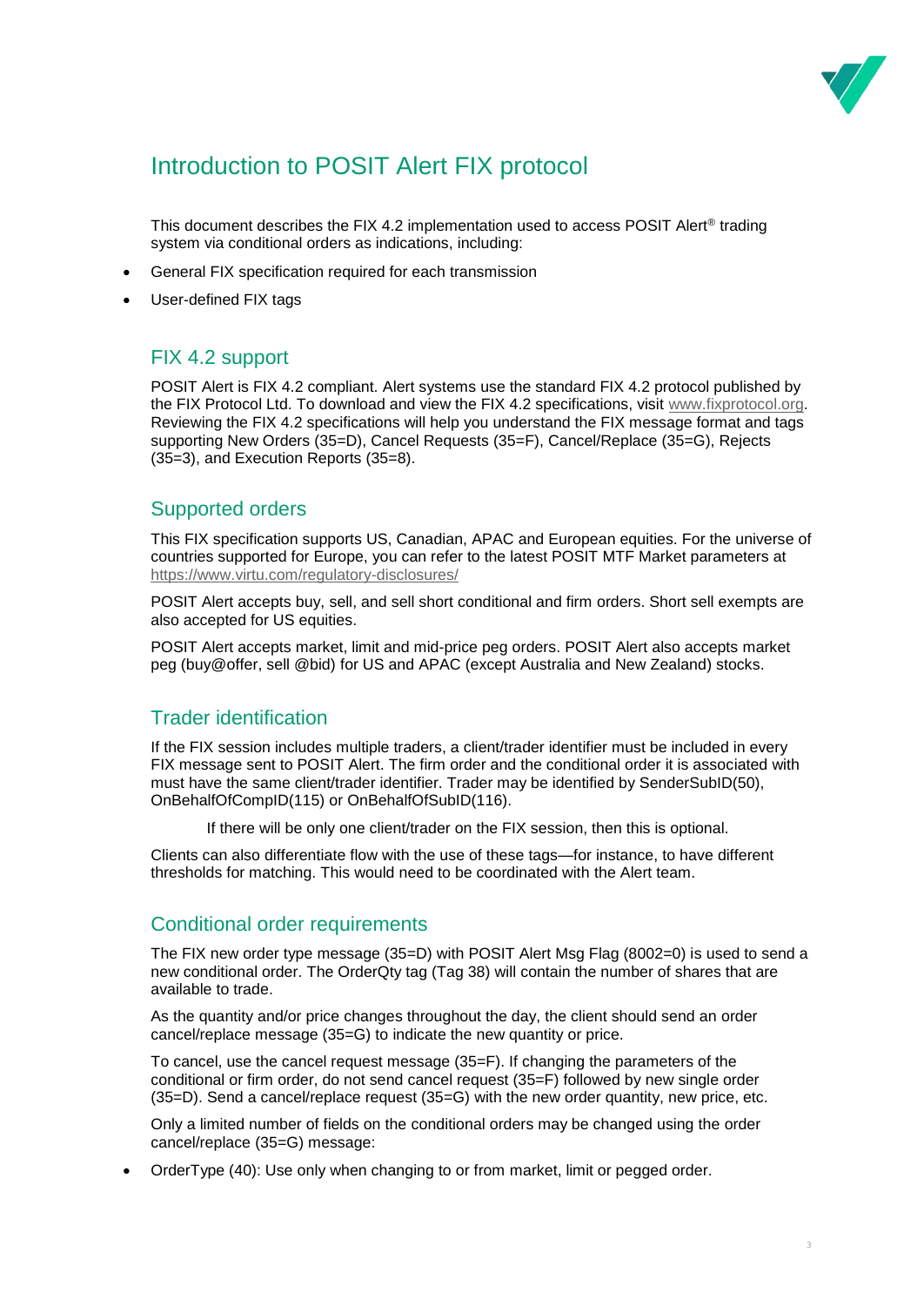# Introduction to POSIT Alert FIX protocol

This document describes the FIX 4.2 implementation used to access POSIT Alert® trading system via conditional orders as indications, including:

- General FIX specification required for each transmission
- User-defined FIX tags

## FIX 4.2 support

POSIT Alert is FIX 4.2 compliant. Alert systems use the standard FIX 4.2 protocol published by the FIX Protocol Ltd. To download and view the FIX 4.2 specifications, visit www.fixprotocol.org. Reviewing the FIX 4.2 specifications will help you understand the FIX message format and tags supporting New Orders (35=D), Cancel Requests (35=F), Cancel/Replace (35=G), Rejects (35=3), and Execution Reports (35=8).

## Supported orders

This FIX specification supports US, Canadian, APAC and European equities. For the universe of countries supported for Europe, you can refer to the latest POSIT MTF Market parameters at https://www.virtu.com/regulatory-disclosures/

POSIT Alert accepts buy, sell, and sell short conditional and firm orders. Short sell exempts are also accepted for US equities.

POSIT Alert accepts market, limit and mid-price peg orders. POSIT Alert also accepts market peg (buy@offer, sell @bid) for US and APAC (except Australia and New Zealand) stocks.

## Trader identification

If the FIX session includes multiple traders, a client/trader identifier must be included in every FIX message sent to POSIT Alert. The firm order and the conditional order it is associated with must have the same client/trader identifier. Trader may be identified by SenderSubID(50), OnBehalfOfCompID(115) or OnBehalfOfSubID(116).

> If there will be only one client/trader on the FIX session, then this is optional.

Clients can also differentiate flow with the use of these tags—for instance, to have different thresholds for matching. This would need to be coordinated with the Alert team.

## Conditional order requirements

The FIX new order type message (35=D) with POSIT Alert Msg Flag (8002=0) is used to send a new conditional order. The OrderQty tag (Tag 38) will contain the number of shares that are available to trade.

As the quantity and/or price changes throughout the day, the client should send an order cancel/replace message (35=G) to indicate the new quantity or price.

To cancel, use the cancel request message (35=F). If changing the parameters of the conditional or firm order, do not send cancel request (35=F) followed by new single order (35=D). Send a cancel/replace request (35=G) with the new order quantity, new price, etc.

Only a limited number of fields on the conditional orders may be changed using the order cancel/replace (35=G) message:

- OrderType (40): Use only when changing to or from market, limit or pegged order.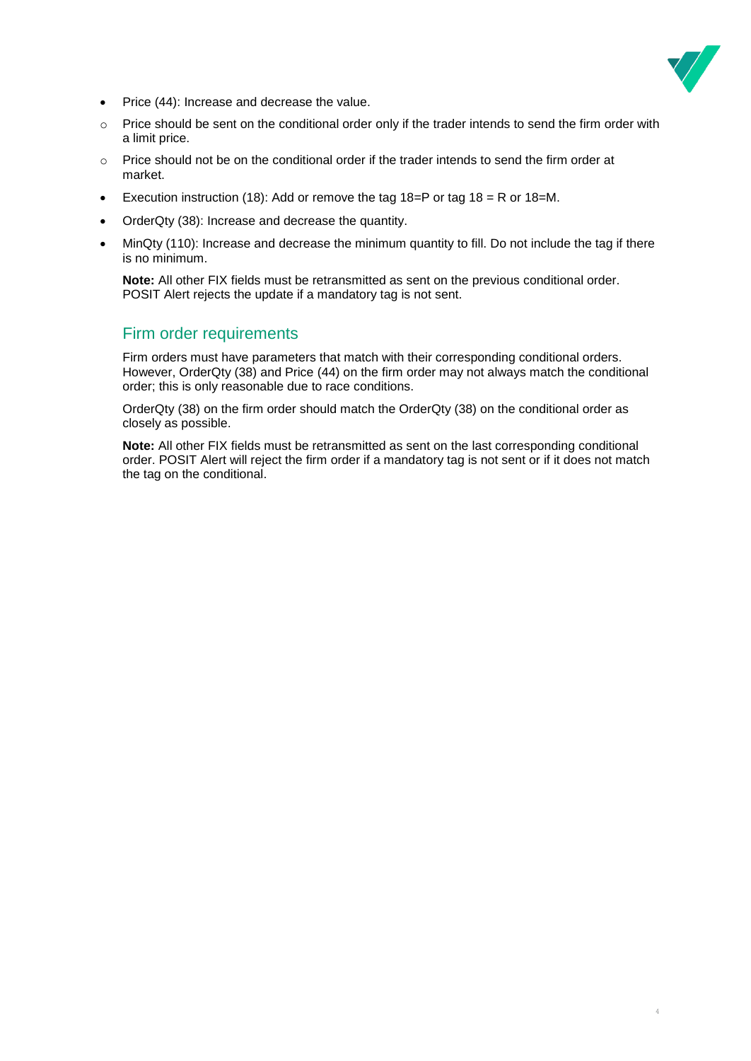- Price (44): Increase and decrease the value.
  - Price should be sent on the conditional order only if the trader intends to send the firm order with a limit price.
  - Price should not be on the conditional order if the trader intends to send the firm order at market.
- Execution instruction (18): Add or remove the tag 18=P or tag 18 = R or 18=M.
- OrderQty (38): Increase and decrease the quantity.
- MinQty (110): Increase and decrease the minimum quantity to fill. Do not include the tag if there is no minimum.

**Note:** All other FIX fields must be retransmitted as sent on the previous conditional order. POSIT Alert rejects the update if a mandatory tag is not sent.

## Firm order requirements

Firm orders must have parameters that match with their corresponding conditional orders. However, OrderQty (38) and Price (44) on the firm order may not always match the conditional order; this is only reasonable due to race conditions.

OrderQty (38) on the firm order should match the OrderQty (38) on the conditional order as closely as possible.

**Note:** All other FIX fields must be retransmitted as sent on the last corresponding conditional order. POSIT Alert will reject the firm order if a mandatory tag is not sent or if it does not match the tag on the conditional.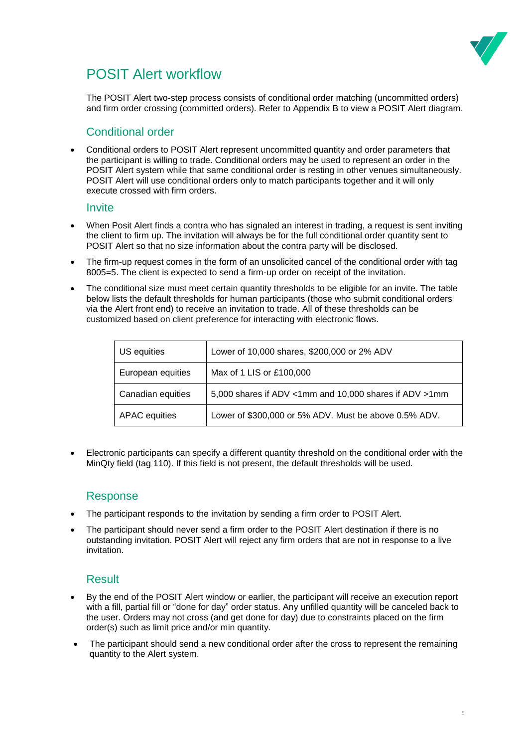# POSIT Alert workflow

The POSIT Alert two-step process consists of conditional order matching (uncommitted orders) and firm order crossing (committed orders). Refer to Appendix B to view a POSIT Alert diagram.

## Conditional order

- Conditional orders to POSIT Alert represent uncommitted quantity and order parameters that the participant is willing to trade. Conditional orders may be used to represent an order in the POSIT Alert system while that same conditional order is resting in other venues simultaneously. POSIT Alert will use conditional orders only to match participants together and it will only execute crossed with firm orders.

### Invite

- When Posit Alert finds a contra who has signaled an interest in trading, a request is sent inviting the client to firm up. The invitation will always be for the full conditional order quantity sent to POSIT Alert so that no size information about the contra party will be disclosed.
- The firm-up request comes in the form of an unsolicited cancel of the conditional order with tag 8005=5. The client is expected to send a firm-up order on receipt of the invitation.
- The conditional size must meet certain quantity thresholds to be eligible for an invite. The table below lists the default thresholds for human participants (those who submit conditional orders via the Alert front end) to receive an invitation to trade. All of these thresholds can be customized based on client preference for interacting with electronic flows.

| | |
|---|---|
| US equities | Lower of 10,000 shares, $200,000 or 2% ADV |
| European equities | Max of 1 LIS or £100,000 |
| Canadian equities | 5,000 shares if ADV <1mm and 10,000 shares if ADV >1mm |
| APAC equities | Lower of $300,000 or 5% ADV. Must be above 0.5% ADV. |

- Electronic participants can specify a different quantity threshold on the conditional order with the MinQty field (tag 110). If this field is not present, the default thresholds will be used.

## Response

- The participant responds to the invitation by sending a firm order to POSIT Alert.
- The participant should never send a firm order to the POSIT Alert destination if there is no outstanding invitation. POSIT Alert will reject any firm orders that are not in response to a live invitation.

## Result

- By the end of the POSIT Alert window or earlier, the participant will receive an execution report with a fill, partial fill or "done for day" order status. Any unfilled quantity will be canceled back to the user. Orders may not cross (and get done for day) due to constraints placed on the firm order(s) such as limit price and/or min quantity.
- The participant should send a new conditional order after the cross to represent the remaining quantity to the Alert system.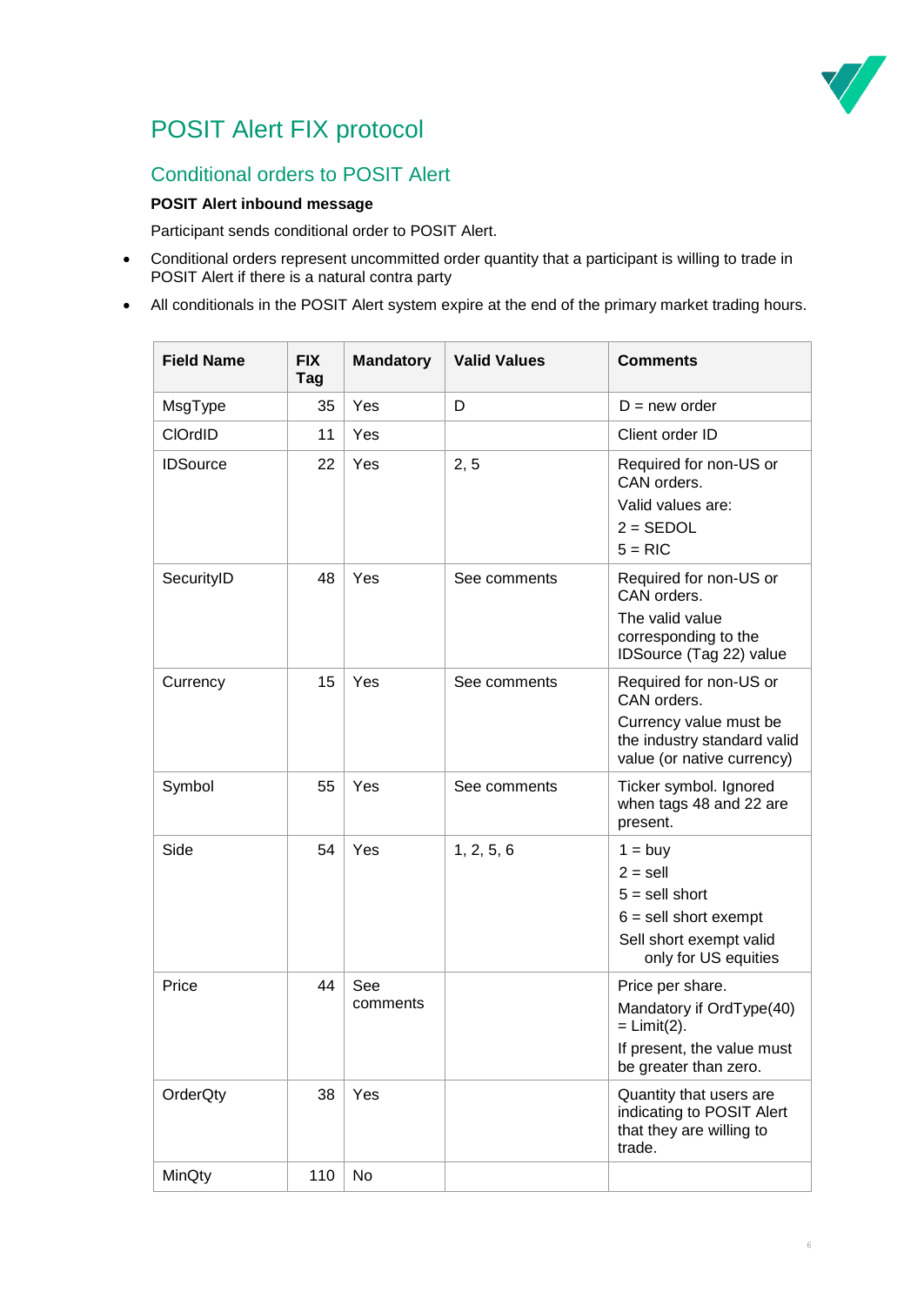# POSIT Alert FIX protocol

## Conditional orders to POSIT Alert

**POSIT Alert inbound message**

Participant sends conditional order to POSIT Alert.

- Conditional orders represent uncommitted order quantity that a participant is willing to trade in POSIT Alert if there is a natural contra party
- All conditionals in the POSIT Alert system expire at the end of the primary market trading hours.

| Field Name | FIX Tag | Mandatory | Valid Values | Comments |
|---|---|---|---|---|
| MsgType | 35 | Yes | D | D = new order |
| ClOrdID | 11 | Yes | | Client order ID |
| IDSource | 22 | Yes | 2, 5 | Required for non-US or CAN orders.<br>Valid values are:<br>2 = SEDOL<br>5 = RIC |
| SecurityID | 48 | Yes | See comments | Required for non-US or CAN orders.<br>The valid value corresponding to the IDSource (Tag 22) value |
| Currency | 15 | Yes | See comments | Required for non-US or CAN orders.<br>Currency value must be the industry standard valid value (or native currency) |
| Symbol | 55 | Yes | See comments | Ticker symbol. Ignored when tags 48 and 22 are present. |
| Side | 54 | Yes | 1, 2, 5, 6 | 1 = buy<br>2 = sell<br>5 = sell short<br>6 = sell short exempt<br>Sell short exempt valid only for US equities |
| Price | 44 | See comments | | Price per share.<br>Mandatory if OrdType(40) = Limit(2).<br>If present, the value must be greater than zero. |
| OrderQty | 38 | Yes | | Quantity that users are indicating to POSIT Alert that they are willing to trade. |
| MinQty | 110 | No | | |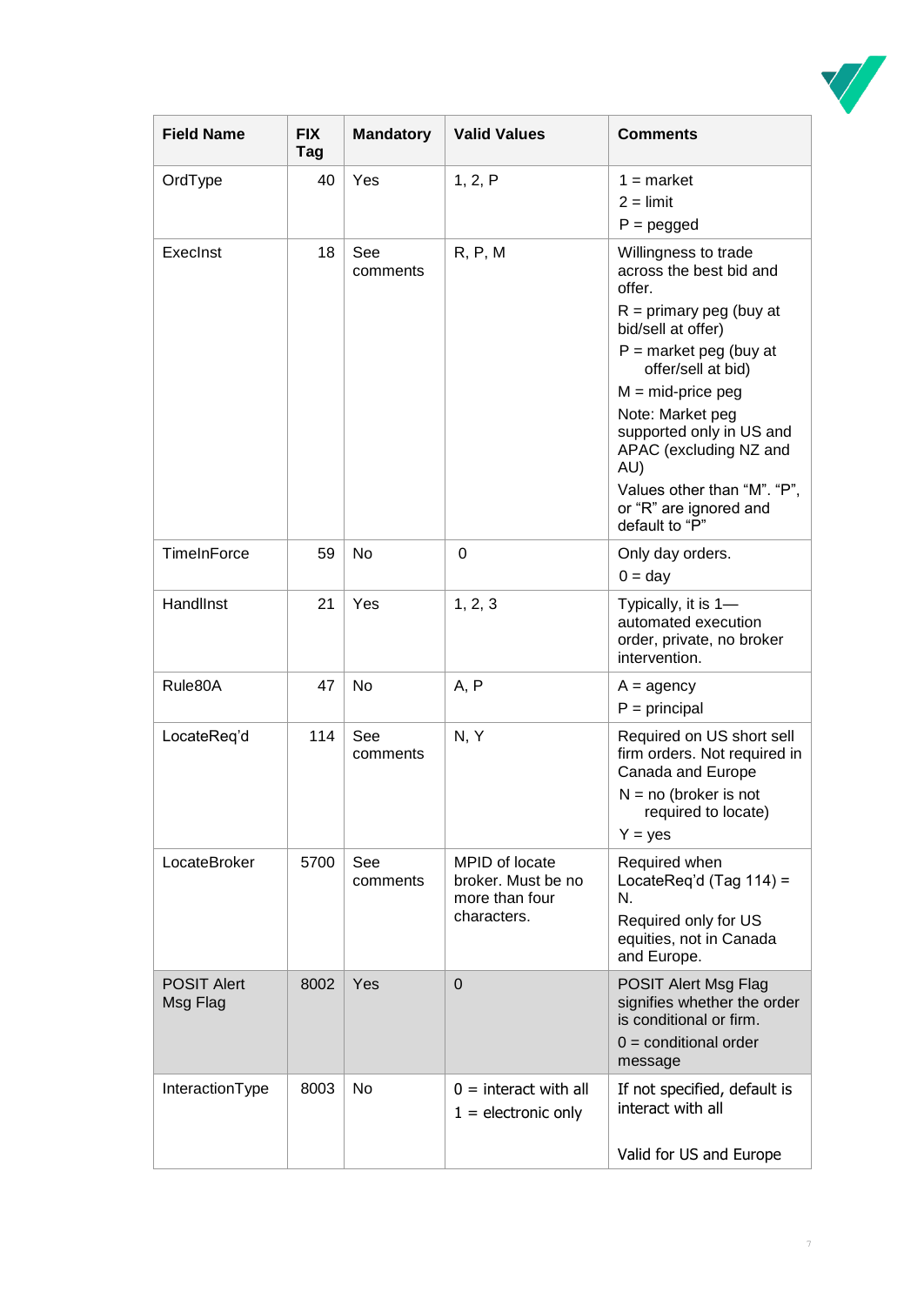| Field Name | FIX Tag | Mandatory | Valid Values | Comments |
|---|---|---|---|---|
| OrdType | 40 | Yes | 1, 2, P | 1 = market<br>2 = limit<br>P = pegged |
| ExecInst | 18 | See comments | R, P, M | Willingness to trade across the best bid and offer.<br>R = primary peg (buy at bid/sell at offer)<br>P = market peg (buy at offer/sell at bid)<br>M = mid-price peg<br>Note: Market peg supported only in US and APAC (excluding NZ and AU)<br>Values other than “M”. “P”, or “R” are ignored and default to “P” |
| TimeInForce | 59 | No | 0 | Only day orders.<br>0 = day |
| HandlInst | 21 | Yes | 1, 2, 3 | Typically, it is 1—automated execution order, private, no broker intervention. |
| Rule80A | 47 | No | A, P | A = agency<br>P = principal |
| LocateReq'd | 114 | See comments | N, Y | Required on US short sell firm orders. Not required in Canada and Europe<br>N = no (broker is not required to locate)<br>Y = yes |
| LocateBroker | 5700 | See comments | MPID of locate broker. Must be no more than four characters. | Required when LocateReq'd (Tag 114) = N.<br>Required only for US equities, not in Canada and Europe. |
| POSIT Alert Msg Flag | 8002 | Yes | 0 | POSIT Alert Msg Flag signifies whether the order is conditional or firm.<br>0 = conditional order message |
| InteractionType | 8003 | No | 0 = interact with all<br>1 = electronic only | If not specified, default is interact with all<br><br>Valid for US and Europe |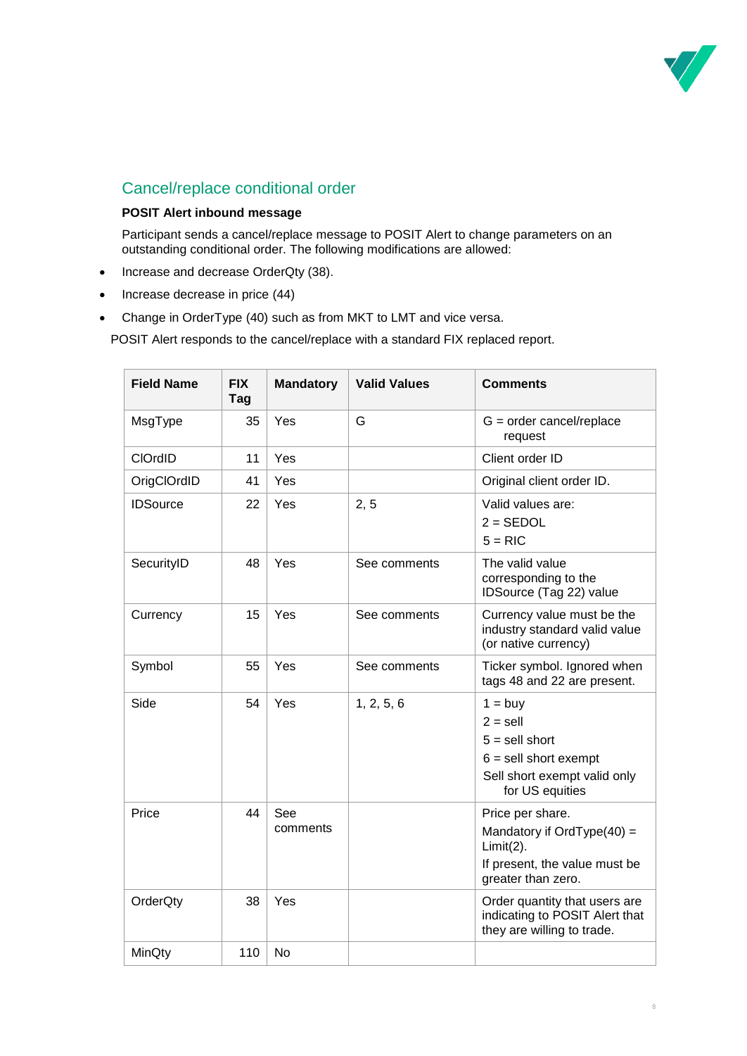## Cancel/replace conditional order

**POSIT Alert inbound message**

Participant sends a cancel/replace message to POSIT Alert to change parameters on an outstanding conditional order. The following modifications are allowed:

- Increase and decrease OrderQty (38).
- Increase decrease in price (44)
- Change in OrderType (40) such as from MKT to LMT and vice versa.

POSIT Alert responds to the cancel/replace with a standard FIX replaced report.

| Field Name | FIX Tag | Mandatory | Valid Values | Comments |
|---|---|---|---|---|
| MsgType | 35 | Yes | G | G = order cancel/replace request |
| ClOrdID | 11 | Yes | | Client order ID |
| OrigClOrdID | 41 | Yes | | Original client order ID. |
| IDSource | 22 | Yes | 2, 5 | Valid values are:<br>2 = SEDOL<br>5 = RIC |
| SecurityID | 48 | Yes | See comments | The valid value corresponding to the IDSource (Tag 22) value |
| Currency | 15 | Yes | See comments | Currency value must be the industry standard valid value (or native currency) |
| Symbol | 55 | Yes | See comments | Ticker symbol. Ignored when tags 48 and 22 are present. |
| Side | 54 | Yes | 1, 2, 5, 6 | 1 = buy<br>2 = sell<br>5 = sell short<br>6 = sell short exempt<br>Sell short exempt valid only for US equities |
| Price | 44 | See comments | | Price per share.<br>Mandatory if OrdType(40) = Limit(2).<br>If present, the value must be greater than zero. |
| OrderQty | 38 | Yes | | Order quantity that users are indicating to POSIT Alert that they are willing to trade. |
| MinQty | 110 | No | | |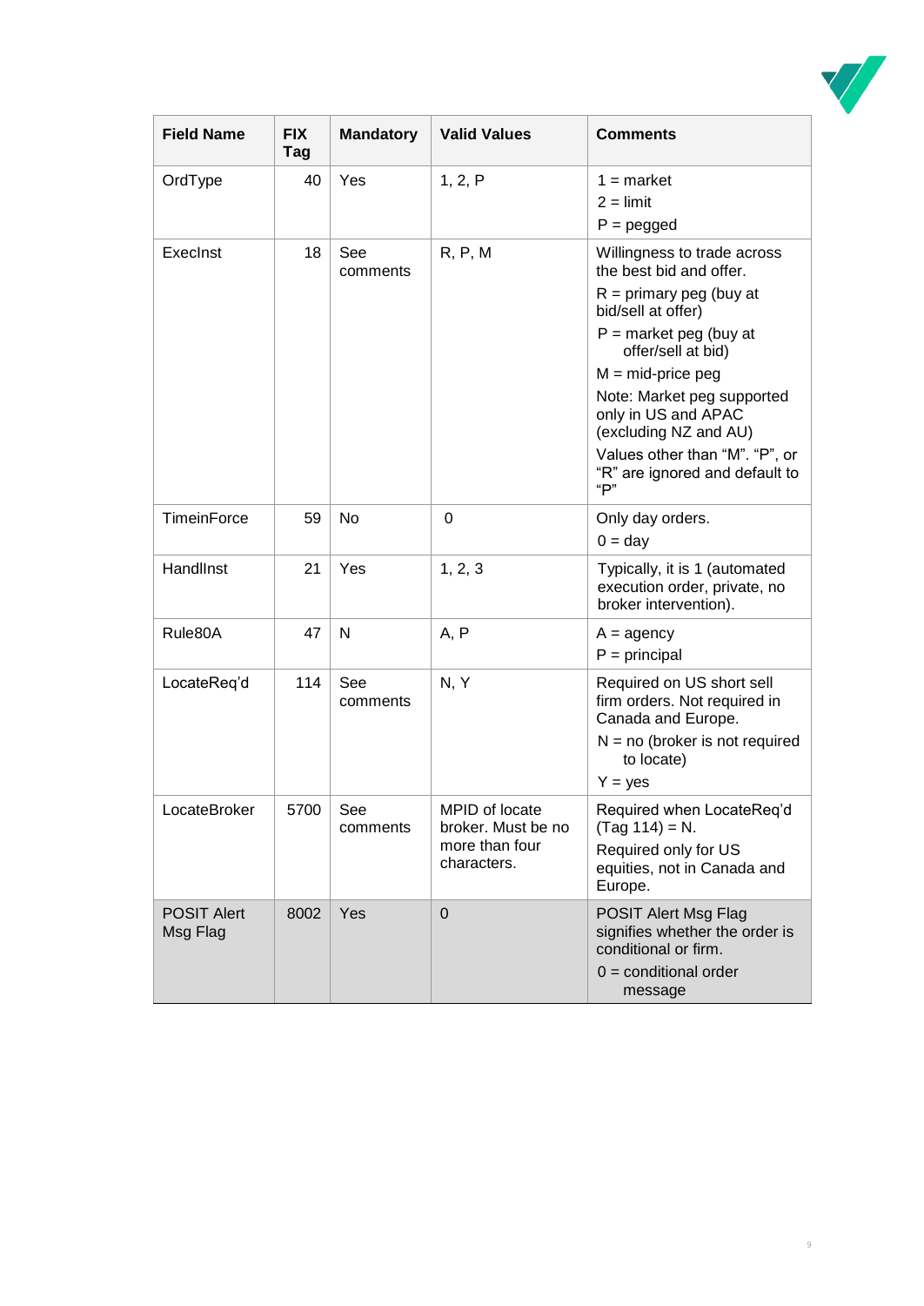| Field Name | FIX Tag | Mandatory | Valid Values | Comments |
|---|---|---|---|---|
| OrdType | 40 | Yes | 1, 2, P | 1 = market<br>2 = limit<br>P = pegged |
| ExecInst | 18 | See comments | R, P, M | Willingness to trade across the best bid and offer.<br>R = primary peg (buy at bid/sell at offer)<br>P = market peg (buy at offer/sell at bid)<br>M = mid-price peg<br>Note: Market peg supported only in US and APAC (excluding NZ and AU)<br>Values other than "M". "P", or "R" are ignored and default to "P" |
| TimeinForce | 59 | No | 0 | Only day orders.<br>0 = day |
| HandlInst | 21 | Yes | 1, 2, 3 | Typically, it is 1 (automated execution order, private, no broker intervention). |
| Rule80A | 47 | N | A, P | A = agency<br>P = principal |
| LocateReq'd | 114 | See comments | N, Y | Required on US short sell firm orders. Not required in Canada and Europe.<br>N = no (broker is not required to locate)<br>Y = yes |
| LocateBroker | 5700 | See comments | MPID of locate broker. Must be no more than four characters. | Required when LocateReq'd (Tag 114) = N.<br>Required only for US equities, not in Canada and Europe. |
| POSIT Alert Msg Flag | 8002 | Yes | 0 | POSIT Alert Msg Flag signifies whether the order is conditional or firm.<br>0 = conditional order message |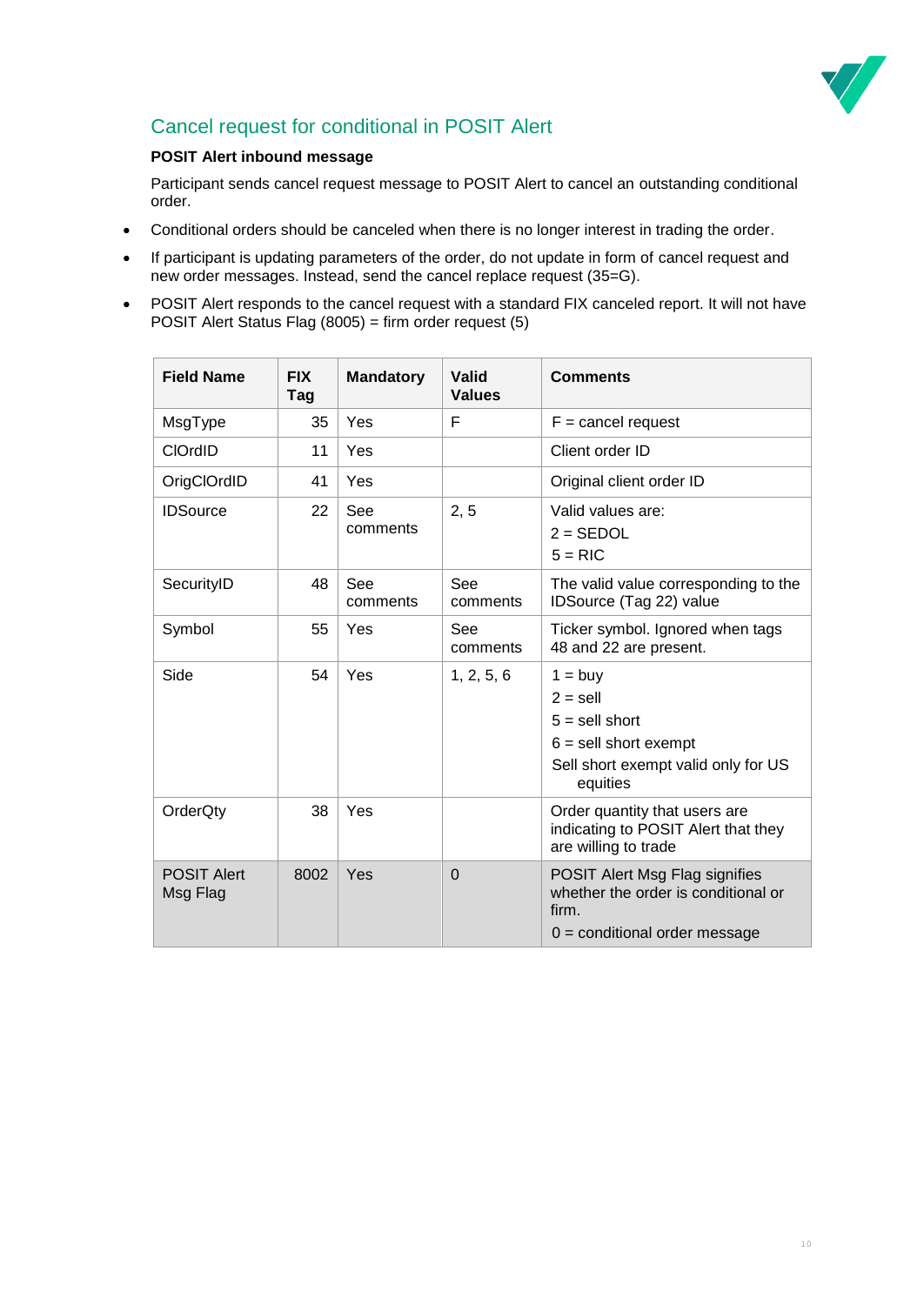## Cancel request for conditional in POSIT Alert

**POSIT Alert inbound message**

Participant sends cancel request message to POSIT Alert to cancel an outstanding conditional order.

- Conditional orders should be canceled when there is no longer interest in trading the order.
- If participant is updating parameters of the order, do not update in form of cancel request and new order messages. Instead, send the cancel replace request (35=G).
- POSIT Alert responds to the cancel request with a standard FIX canceled report. It will not have POSIT Alert Status Flag (8005) = firm order request (5)

| Field Name | FIX Tag | Mandatory | Valid Values | Comments |
|---|---|---|---|---|
| MsgType | 35 | Yes | F | F = cancel request |
| ClOrdID | 11 | Yes | | Client order ID |
| OrigClOrdID | 41 | Yes | | Original client order ID |
| IDSource | 22 | See comments | 2, 5 | Valid values are:<br>2 = SEDOL<br>5 = RIC |
| SecurityID | 48 | See comments | See comments | The valid value corresponding to the IDSource (Tag 22) value |
| Symbol | 55 | Yes | See comments | Ticker symbol. Ignored when tags 48 and 22 are present. |
| Side | 54 | Yes | 1, 2, 5, 6 | 1 = buy<br>2 = sell<br>5 = sell short<br>6 = sell short exempt<br>Sell short exempt valid only for US equities |
| OrderQty | 38 | Yes | | Order quantity that users are indicating to POSIT Alert that they are willing to trade |
| POSIT Alert Msg Flag | 8002 | Yes | 0 | POSIT Alert Msg Flag signifies whether the order is conditional or firm.<br>0 = conditional order message |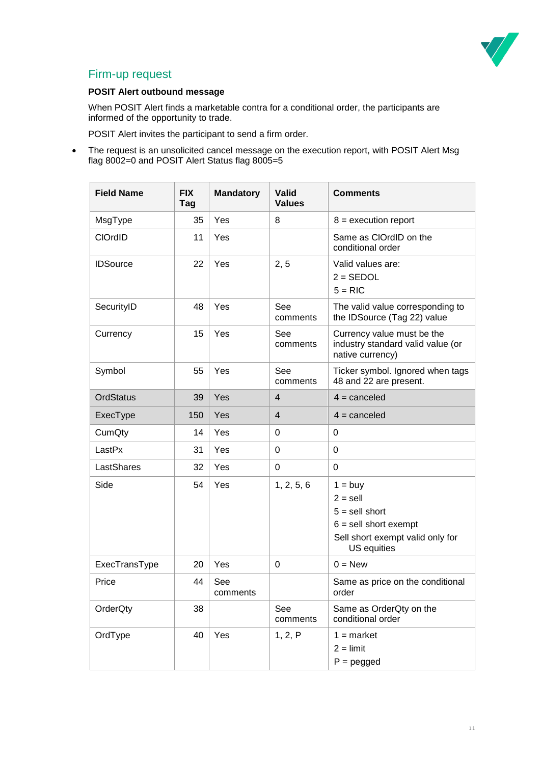## Firm-up request

**POSIT Alert outbound message**

When POSIT Alert finds a marketable contra for a conditional order, the participants are informed of the opportunity to trade.

POSIT Alert invites the participant to send a firm order.

- The request is an unsolicited cancel message on the execution report, with POSIT Alert Msg flag 8002=0 and POSIT Alert Status flag 8005=5

| Field Name | FIX Tag | Mandatory | Valid Values | Comments |
|---|---|---|---|---|
| MsgType | 35 | Yes | 8 | 8 = execution report |
| ClOrdID | 11 | Yes | | Same as ClOrdID on the conditional order |
| IDSource | 22 | Yes | 2, 5 | Valid values are:<br>2 = SEDOL<br>5 = RIC |
| SecurityID | 48 | Yes | See comments | The valid value corresponding to the IDSource (Tag 22) value |
| Currency | 15 | Yes | See comments | Currency value must be the industry standard valid value (or native currency) |
| Symbol | 55 | Yes | See comments | Ticker symbol. Ignored when tags 48 and 22 are present. |
| OrdStatus | 39 | Yes | 4 | 4 = canceled |
| ExecType | 150 | Yes | 4 | 4 = canceled |
| CumQty | 14 | Yes | 0 | 0 |
| LastPx | 31 | Yes | 0 | 0 |
| LastShares | 32 | Yes | 0 | 0 |
| Side | 54 | Yes | 1, 2, 5, 6 | 1 = buy<br>2 = sell<br>5 = sell short<br>6 = sell short exempt<br>Sell short exempt valid only for US equities |
| ExecTransType | 20 | Yes | 0 | 0 = New |
| Price | 44 | See comments | | Same as price on the conditional order |
| OrderQty | 38 | | See comments | Same as OrderQty on the conditional order |
| OrdType | 40 | Yes | 1, 2, P | 1 = market<br>2 = limit<br>P = pegged |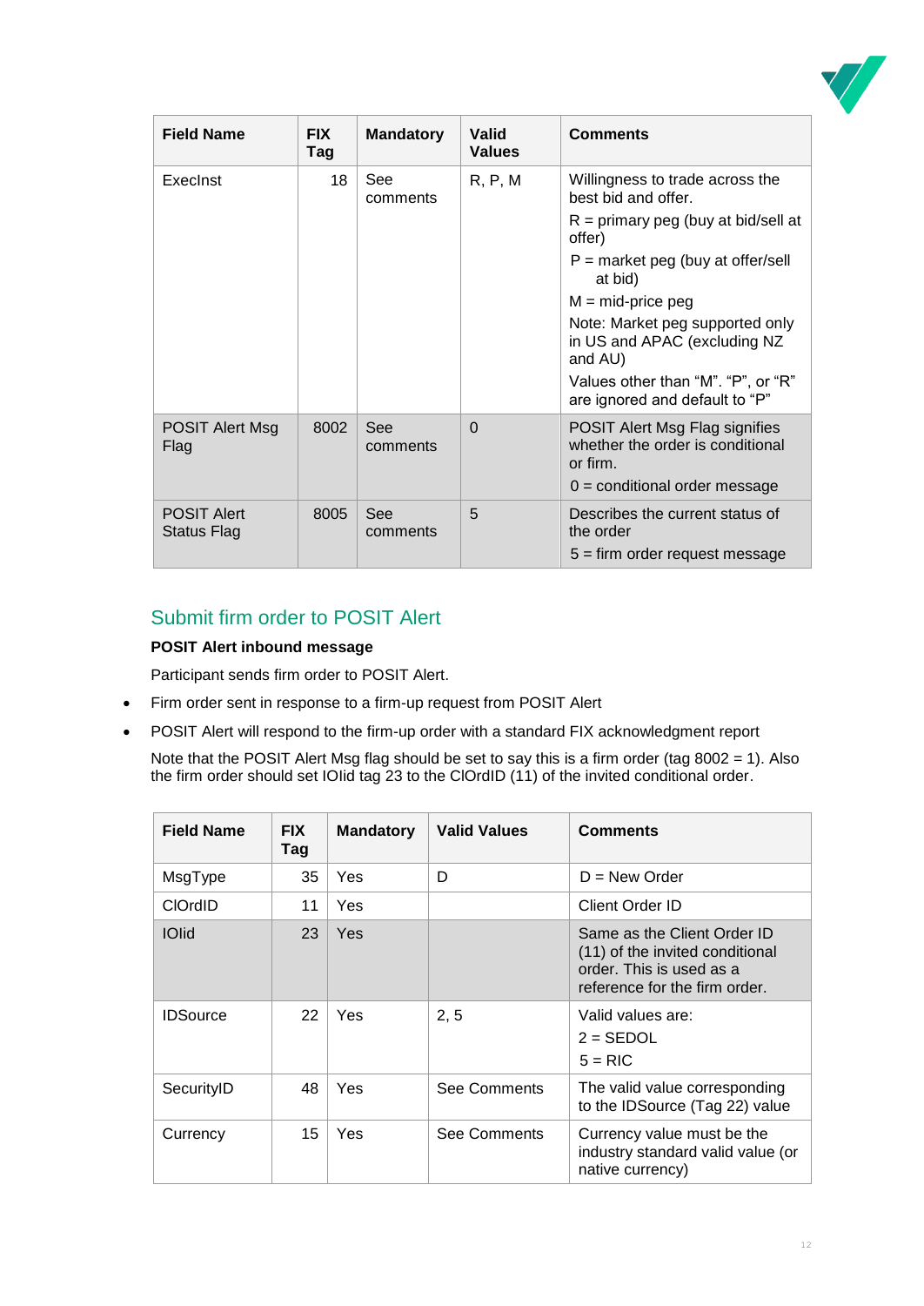| Field Name | FIX Tag | Mandatory | Valid Values | Comments |
|---|---|---|---|---|
| ExecInst | 18 | See comments | R, P, M | Willingness to trade across the best bid and offer.<br>R = primary peg (buy at bid/sell at offer)<br>P = market peg (buy at offer/sell at bid)<br>M = mid-price peg<br>Note: Market peg supported only in US and APAC (excluding NZ and AU)<br>Values other than "M". "P", or "R" are ignored and default to "P" |
| POSIT Alert Msg Flag | 8002 | See comments | 0 | POSIT Alert Msg Flag signifies whether the order is conditional or firm.<br>0 = conditional order message |
| POSIT Alert Status Flag | 8005 | See comments | 5 | Describes the current status of the order<br>5 = firm order request message |

## Submit firm order to POSIT Alert

**POSIT Alert inbound message**

Participant sends firm order to POSIT Alert.

- Firm order sent in response to a firm-up request from POSIT Alert
- POSIT Alert will respond to the firm-up order with a standard FIX acknowledgment report

Note that the POSIT Alert Msg flag should be set to say this is a firm order (tag 8002 = 1). Also the firm order should set IOIid tag 23 to the ClOrdID (11) of the invited conditional order.

| Field Name | FIX Tag | Mandatory | Valid Values | Comments |
|---|---|---|---|---|
| MsgType | 35 | Yes | D | D = New Order |
| ClOrdID | 11 | Yes | | Client Order ID |
| IOIid | 23 | Yes | | Same as the Client Order ID (11) of the invited conditional order. This is used as a reference for the firm order. |
| IDSource | 22 | Yes | 2, 5 | Valid values are:<br>2 = SEDOL<br>5 = RIC |
| SecurityID | 48 | Yes | See Comments | The valid value corresponding to the IDSource (Tag 22) value |
| Currency | 15 | Yes | See Comments | Currency value must be the industry standard valid value (or native currency) |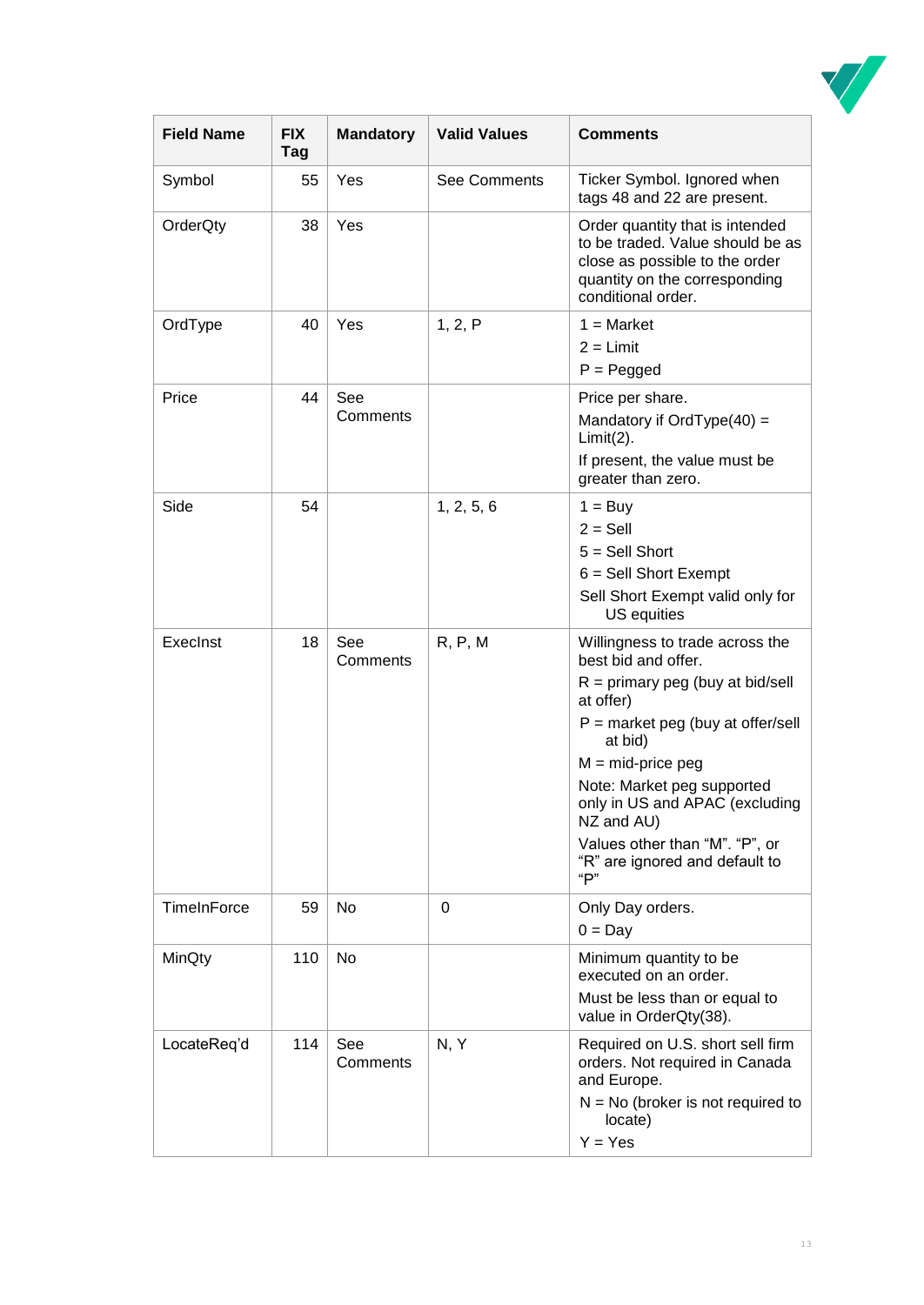| Field Name | FIX Tag | Mandatory | Valid Values | Comments |
| --- | --- | --- | --- | --- |
| Symbol | 55 | Yes | See Comments | Ticker Symbol. Ignored when tags 48 and 22 are present. |
| OrderQty | 38 | Yes | | Order quantity that is intended to be traded. Value should be as close as possible to the order quantity on the corresponding conditional order. |
| OrdType | 40 | Yes | 1, 2, P | 1 = Market<br>2 = Limit<br>P = Pegged |
| Price | 44 | See Comments | | Price per share.<br>Mandatory if OrdType(40) = Limit(2).<br>If present, the value must be greater than zero. |
| Side | 54 | | 1, 2, 5, 6 | 1 = Buy<br>2 = Sell<br>5 = Sell Short<br>6 = Sell Short Exempt<br>Sell Short Exempt valid only for US equities |
| ExecInst | 18 | See Comments | R, P, M | Willingness to trade across the best bid and offer.<br>R = primary peg (buy at bid/sell at offer)<br>P = market peg (buy at offer/sell at bid)<br>M = mid-price peg<br>Note: Market peg supported only in US and APAC (excluding NZ and AU)<br>Values other than "M". "P", or "R" are ignored and default to "P" |
| TimeInForce | 59 | No | 0 | Only Day orders.<br>0 = Day |
| MinQty | 110 | No | | Minimum quantity to be executed on an order.<br>Must be less than or equal to value in OrderQty(38). |
| LocateReq'd | 114 | See Comments | N, Y | Required on U.S. short sell firm orders. Not required in Canada and Europe.<br>N = No (broker is not required to locate)<br>Y = Yes |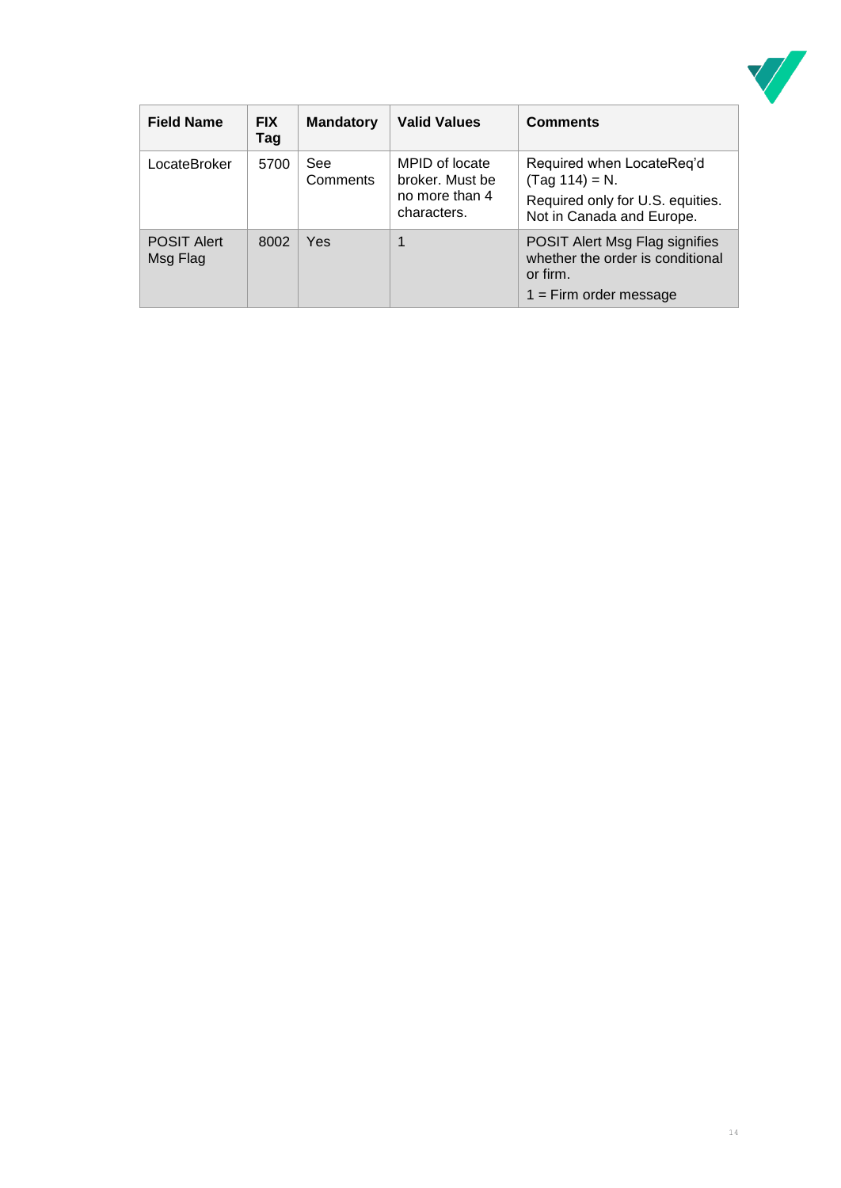| Field Name | FIX Tag | Mandatory | Valid Values | Comments |
|---|---|---|---|---|
| LocateBroker | 5700 | See Comments | MPID of locate broker. Must be no more than 4 characters. | Required when LocateReq'd (Tag 114) = N. Required only for U.S. equities. Not in Canada and Europe. |
| POSIT Alert Msg Flag | 8002 | Yes | 1 | POSIT Alert Msg Flag signifies whether the order is conditional or firm. 1 = Firm order message |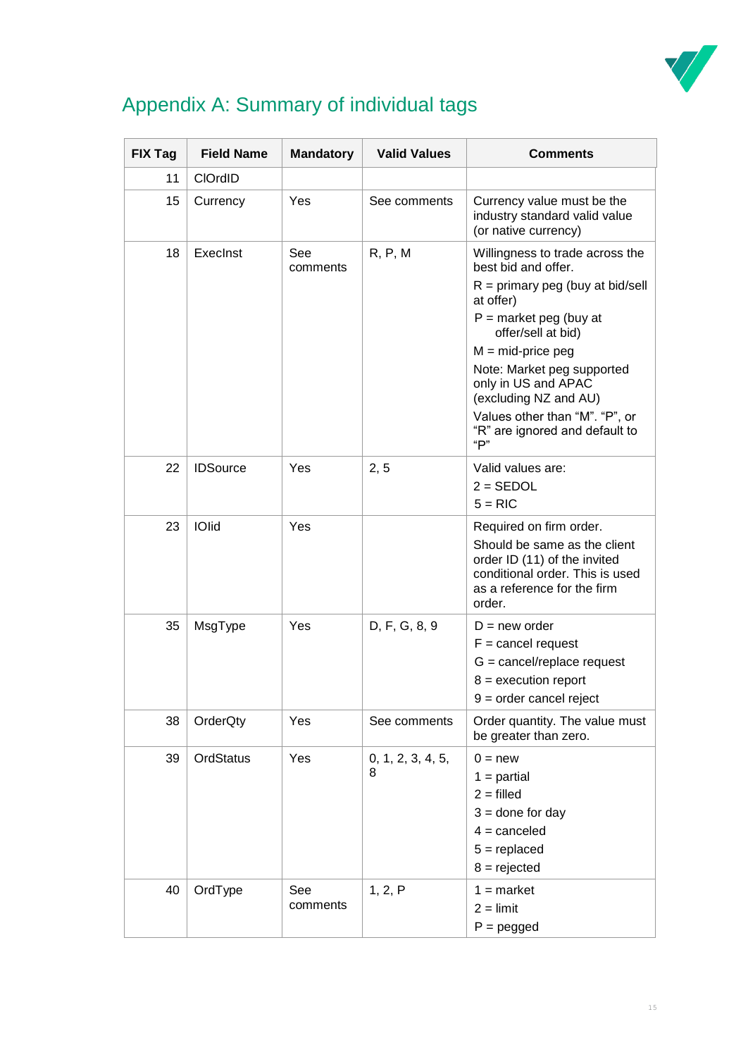## Appendix A: Summary of individual tags

| FIX Tag | Field Name | Mandatory | Valid Values | Comments |
|---|---|---|---|---|
| 11 | ClOrdID | | | |
| 15 | Currency | Yes | See comments | Currency value must be the industry standard valid value (or native currency) |
| 18 | ExecInst | See comments | R, P, M | Willingness to trade across the best bid and offer.<br>R = primary peg (buy at bid/sell at offer)<br>P = market peg (buy at offer/sell at bid)<br>M = mid-price peg<br>Note: Market peg supported only in US and APAC (excluding NZ and AU)<br>Values other than "M". "P", or "R" are ignored and default to "P" |
| 22 | IDSource | Yes | 2, 5 | Valid values are:<br>2 = SEDOL<br>5 = RIC |
| 23 | IOIid | Yes | | Required on firm order.<br>Should be same as the client order ID (11) of the invited conditional order. This is used as a reference for the firm order. |
| 35 | MsgType | Yes | D, F, G, 8, 9 | D = new order<br>F = cancel request<br>G = cancel/replace request<br>8 = execution report<br>9 = order cancel reject |
| 38 | OrderQty | Yes | See comments | Order quantity. The value must be greater than zero. |
| 39 | OrdStatus | Yes | 0, 1, 2, 3, 4, 5, 8 | 0 = new<br>1 = partial<br>2 = filled<br>3 = done for day<br>4 = canceled<br>5 = replaced<br>8 = rejected |
| 40 | OrdType | See comments | 1, 2, P | 1 = market<br>2 = limit<br>P = pegged |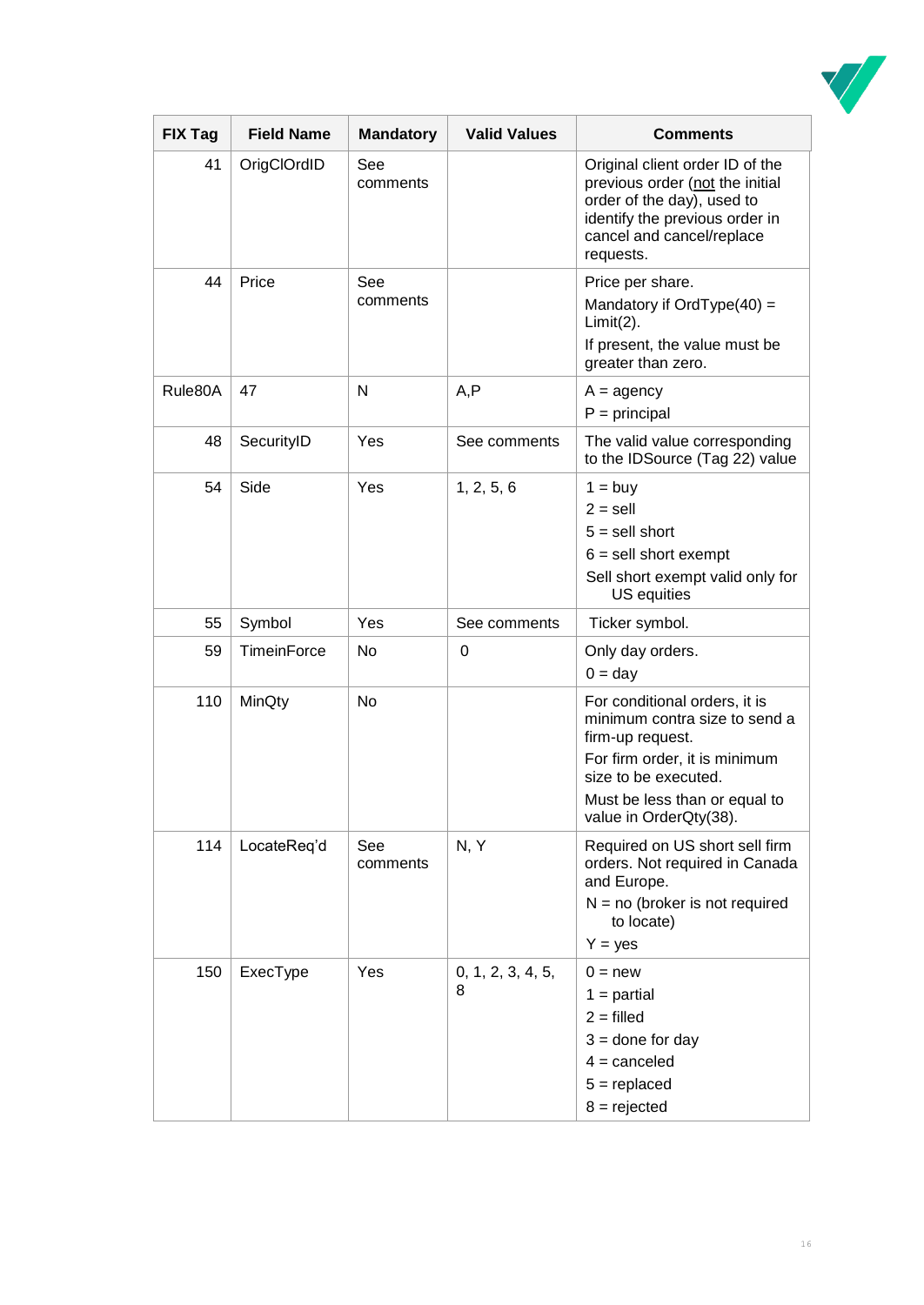| FIX Tag | Field Name | Mandatory | Valid Values | Comments |
|---|---|---|---|---|
| 41 | OrigClOrdID | See comments | | Original client order ID of the previous order (<u>not</u> the initial order of the day), used to identify the previous order in cancel and cancel/replace requests. |
| 44 | Price | See comments | | Price per share.<br>Mandatory if OrdType(40) = Limit(2).<br>If present, the value must be greater than zero. |
| Rule80A | 47 | N | A,P | A = agency<br>P = principal |
| 48 | SecurityID | Yes | See comments | The valid value corresponding to the IDSource (Tag 22) value |
| 54 | Side | Yes | 1, 2, 5, 6 | 1 = buy<br>2 = sell<br>5 = sell short<br>6 = sell short exempt<br>Sell short exempt valid only for US equities |
| 55 | Symbol | Yes | See comments | Ticker symbol. |
| 59 | TimeinForce | No | 0 | Only day orders.<br>0 = day |
| 110 | MinQty | No | | For conditional orders, it is minimum contra size to send a firm-up request.<br>For firm order, it is minimum size to be executed.<br>Must be less than or equal to value in OrderQty(38). |
| 114 | LocateReq'd | See comments | N, Y | Required on US short sell firm orders. Not required in Canada and Europe.<br>N = no (broker is not required to locate)<br>Y = yes |
| 150 | ExecType | Yes | 0, 1, 2, 3, 4, 5, 8 | 0 = new<br>1 = partial<br>2 = filled<br>3 = done for day<br>4 = canceled<br>5 = replaced<br>8 = rejected |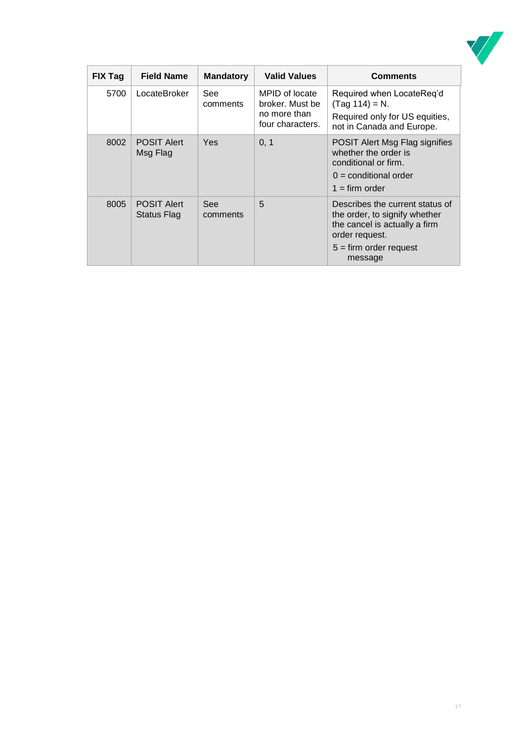| FIX Tag | Field Name | Mandatory | Valid Values | Comments |
|---|---|---|---|---|
| 5700 | LocateBroker | See comments | MPID of locate broker. Must be no more than four characters. | Required when LocateReq'd (Tag 114) = N.<br>Required only for US equities, not in Canada and Europe. |
| 8002 | POSIT Alert Msg Flag | Yes | 0, 1 | POSIT Alert Msg Flag signifies whether the order is conditional or firm.<br>0 = conditional order<br>1 = firm order |
| 8005 | POSIT Alert Status Flag | See comments | 5 | Describes the current status of the order, to signify whether the cancel is actually a firm order request.<br>5 = firm order request message |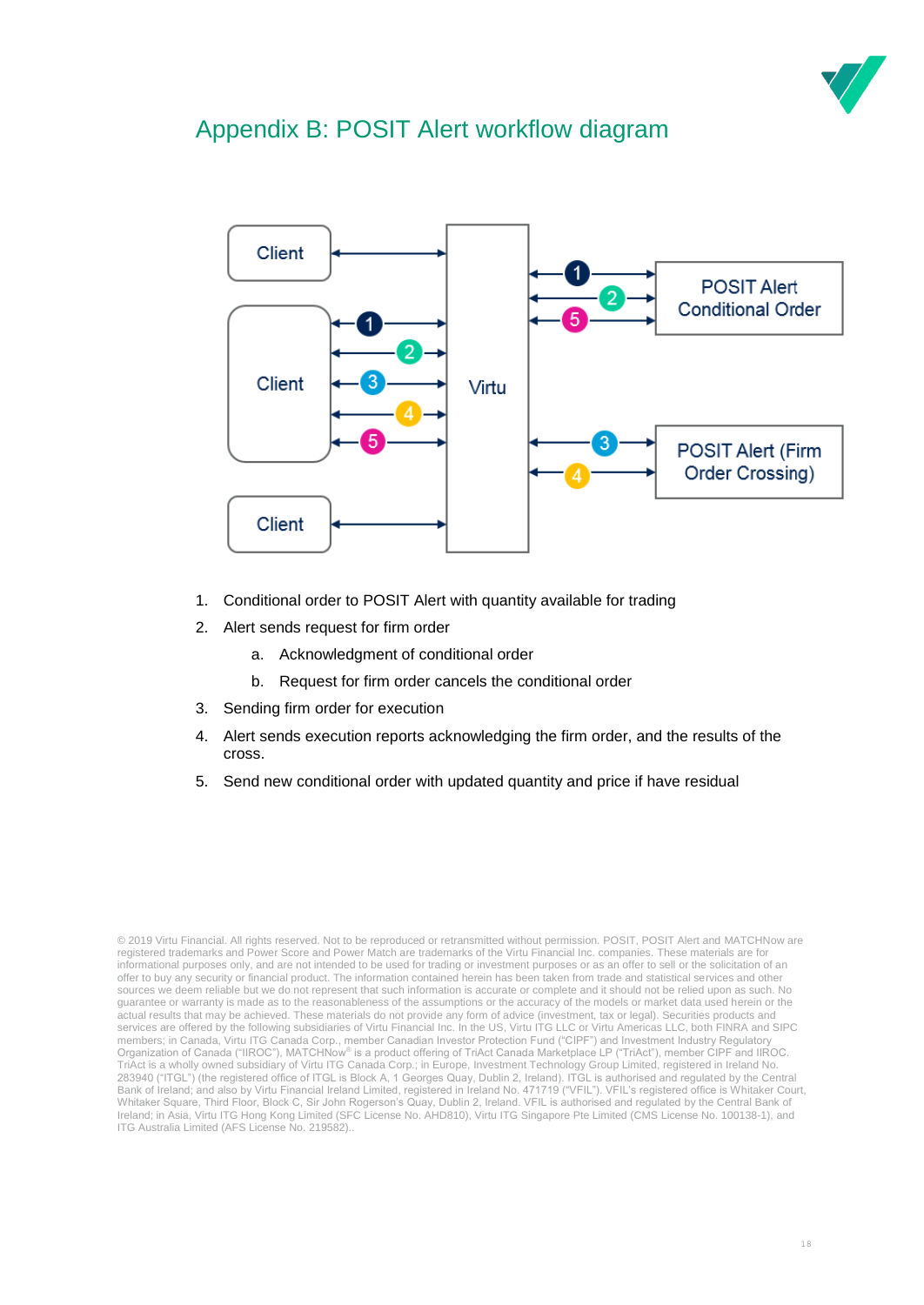## Appendix B: POSIT Alert workflow diagram

Client

Client

Client

Virtu

POSIT Alert Conditional Order

POSIT Alert (Firm Order Crossing)

1

2

3

4

5

1. Conditional order to POSIT Alert with quantity available for trading
2. Alert sends request for firm order
   a. Acknowledgment of conditional order
   b. Request for firm order cancels the conditional order
3. Sending firm order for execution
4. Alert sends execution reports acknowledging the firm order, and the results of the cross.
5. Send new conditional order with updated quantity and price if have residual

© 2019 Virtu Financial. All rights reserved. Not to be reproduced or retransmitted without permission. POSIT, POSIT Alert and MATCHNow are registered trademarks and Power Score and Power Match are trademarks of the Virtu Financial Inc. companies. These materials are for informational purposes only, and are not intended to be used for trading or investment purposes or as an offer to sell or the solicitation of an offer to buy any security or financial product. The information contained herein has been taken from trade and statistical services and other sources we deem reliable but we do not represent that such information is accurate or complete and it should not be relied upon as such. No guarantee or warranty is made as to the reasonableness of the assumptions or the accuracy of the models or market data used herein or the actual results that may be achieved. These materials do not provide any form of advice (investment, tax or legal). Securities products and services are offered by the following subsidiaries of Virtu Financial Inc. In the US, Virtu ITG LLC or Virtu Americas LLC, both FINRA and SIPC members; in Canada, Virtu ITG Canada Corp., member Canadian Investor Protection Fund ("CIPF") and Investment Industry Regulatory Organization of Canada ("IIROC"), MATCHNow® is a product offering of TriAct Canada Marketplace LP ("TriAct"), member CIPF and IIROC. TriAct is a wholly owned subsidiary of Virtu ITG Canada Corp.; in Europe, Investment Technology Group Limited, registered in Ireland No. 283940 ("ITGL") (the registered office of ITGL is Block A, 1 Georges Quay, Dublin 2, Ireland). ITGL is authorised and regulated by the Central Bank of Ireland; and also by Virtu Financial Ireland Limited, registered in Ireland No. 471719 ("VFIL"). VFIL's registered office is Whitaker Court, Whitaker Square, Third Floor, Block C, Sir John Rogerson's Quay, Dublin 2, Ireland. VFIL is authorised and regulated by the Central Bank of Ireland; in Asia, Virtu ITG Hong Kong Limited (SFC License No. AHD810), Virtu ITG Singapore Pte Limited (CMS License No. 100138-1), and ITG Australia Limited (AFS License No. 219582)..